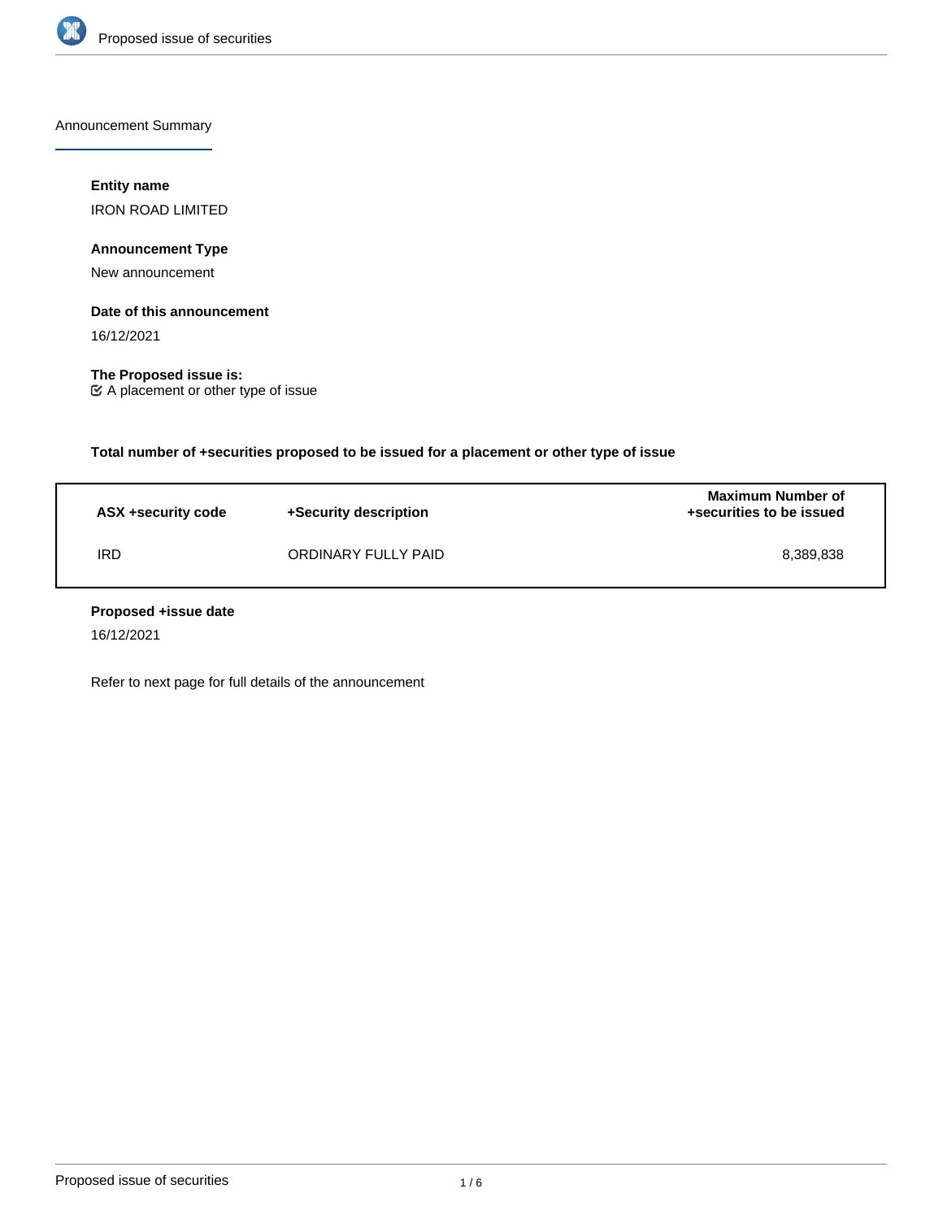Announcement Summary

**Entity name**

IRON ROAD LIMITED

**Announcement Type**

New announcement

**Date of this announcement**

16/12/2021

**The Proposed issue is:**

☑ A placement or other type of issue

**Total number of +securities proposed to be issued for a placement or other type of issue**

| ASX +security code | +Security description | Maximum Number of +securities to be issued |
|---|---|---|
| IRD | ORDINARY FULLY PAID | 8,389,838 |

**Proposed +issue date**

16/12/2021

Refer to next page for full details of the announcement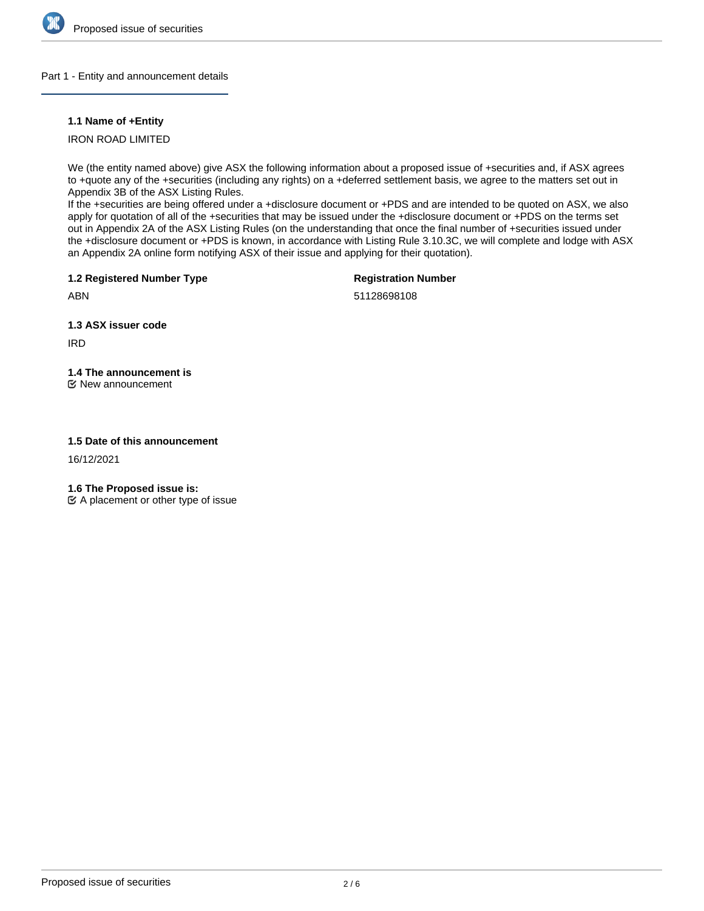## Part 1 - Entity and announcement details

### 1.1 Name of +Entity

IRON ROAD LIMITED

We (the entity named above) give ASX the following information about a proposed issue of +securities and, if ASX agrees to +quote any of the +securities (including any rights) on a +deferred settlement basis, we agree to the matters set out in Appendix 3B of the ASX Listing Rules.
If the +securities are being offered under a +disclosure document or +PDS and are intended to be quoted on ASX, we also apply for quotation of all of the +securities that may be issued under the +disclosure document or +PDS on the terms set out in Appendix 2A of the ASX Listing Rules (on the understanding that once the final number of +securities issued under the +disclosure document or +PDS is known, in accordance with Listing Rule 3.10.3C, we will complete and lodge with ASX an Appendix 2A online form notifying ASX of their issue and applying for their quotation).

### 1.2 Registered Number Type

ABN

**Registration Number**

51128698108

### 1.3 ASX issuer code

IRD

### 1.4 The announcement is

☑ New announcement

### 1.5 Date of this announcement

16/12/2021

### 1.6 The Proposed issue is:

☑ A placement or other type of issue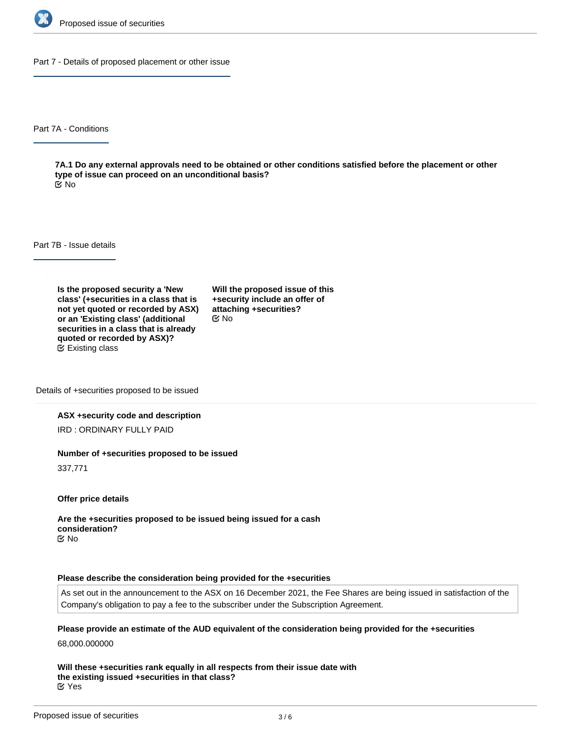## Part 7 - Details of proposed placement or other issue

### Part 7A - Conditions

**7A.1 Do any external approvals need to be obtained or other conditions satisfied before the placement or other type of issue can proceed on an unconditional basis?**

No

### Part 7B - Issue details

**Is the proposed security a 'New class' (+securities in a class that is not yet quoted or recorded by ASX) or an 'Existing class' (additional securities in a class that is already quoted or recorded by ASX)?**

Existing class

**Will the proposed issue of this +security include an offer of attaching +securities?**

No

#### Details of +securities proposed to be issued

**ASX +security code and description**

IRD : ORDINARY FULLY PAID

**Number of +securities proposed to be issued**

337,771

**Offer price details**

**Are the +securities proposed to be issued being issued for a cash consideration?**

No

**Please describe the consideration being provided for the +securities**

As set out in the announcement to the ASX on 16 December 2021, the Fee Shares are being issued in satisfaction of the Company's obligation to pay a fee to the subscriber under the Subscription Agreement.

**Please provide an estimate of the AUD equivalent of the consideration being provided for the +securities**

68,000.000000

**Will these +securities rank equally in all respects from their issue date with the existing issued +securities in that class?**

Yes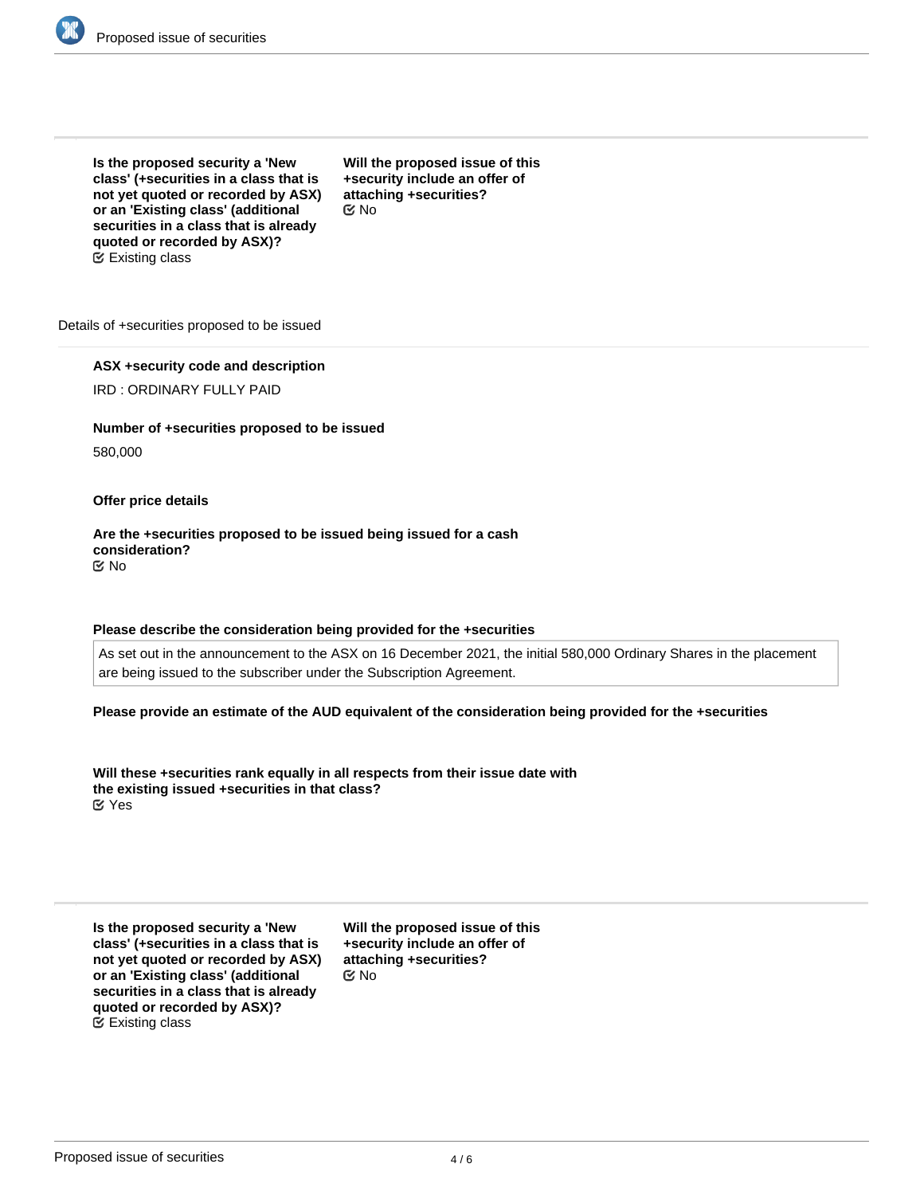**Is the proposed security a 'New class' (+securities in a class that is not yet quoted or recorded by ASX) or an 'Existing class' (additional securities in a class that is already quoted or recorded by ASX)?**
☑ Existing class

**Will the proposed issue of this +security include an offer of attaching +securities?**
☑ No

Details of +securities proposed to be issued

**ASX +security code and description**

IRD : ORDINARY FULLY PAID

**Number of +securities proposed to be issued**

580,000

**Offer price details**

**Are the +securities proposed to be issued being issued for a cash consideration?**
☑ No

**Please describe the consideration being provided for the +securities**

As set out in the announcement to the ASX on 16 December 2021, the initial 580,000 Ordinary Shares in the placement are being issued to the subscriber under the Subscription Agreement.

**Please provide an estimate of the AUD equivalent of the consideration being provided for the +securities**

**Will these +securities rank equally in all respects from their issue date with the existing issued +securities in that class?**
☑ Yes

**Is the proposed security a 'New class' (+securities in a class that is not yet quoted or recorded by ASX) or an 'Existing class' (additional securities in a class that is already quoted or recorded by ASX)?**
☑ Existing class

**Will the proposed issue of this +security include an offer of attaching +securities?**
☑ No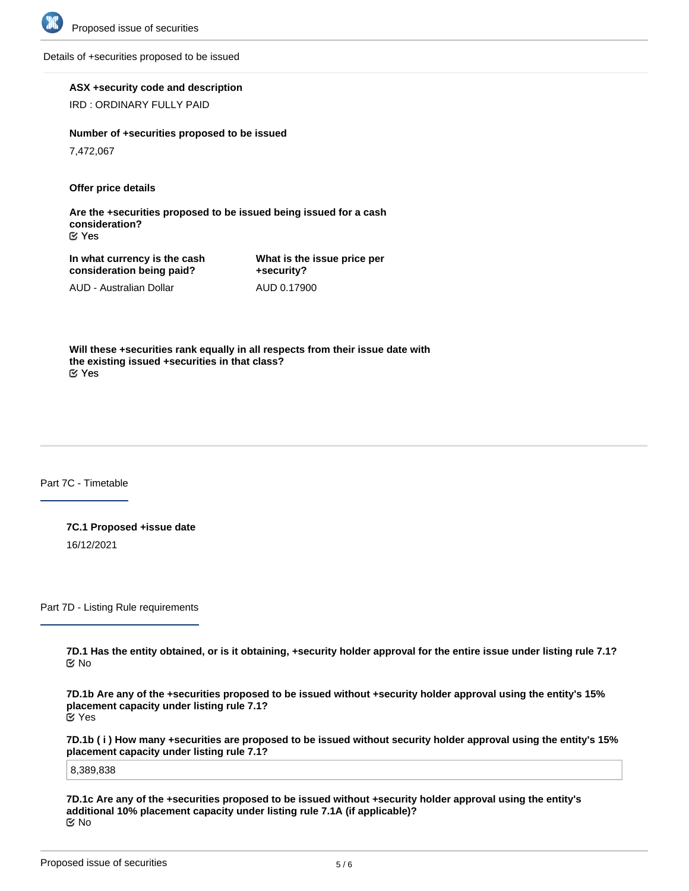Details of +securities proposed to be issued

**ASX +security code and description**

IRD : ORDINARY FULLY PAID

**Number of +securities proposed to be issued**

7,472,067

**Offer price details**

**Are the +securities proposed to be issued being issued for a cash consideration?**

☑ Yes

| In what currency is the cash consideration being paid? | What is the issue price per +security? |
|---|---|
| AUD - Australian Dollar | AUD 0.17900 |

**Will these +securities rank equally in all respects from their issue date with the existing issued +securities in that class?**

☑ Yes

## Part 7C - Timetable

**7C.1 Proposed +issue date**

16/12/2021

## Part 7D - Listing Rule requirements

**7D.1 Has the entity obtained, or is it obtaining, +security holder approval for the entire issue under listing rule 7.1?**

☑ No

**7D.1b Are any of the +securities proposed to be issued without +security holder approval using the entity's 15% placement capacity under listing rule 7.1?**

☑ Yes

**7D.1b ( i ) How many +securities are proposed to be issued without security holder approval using the entity's 15% placement capacity under listing rule 7.1?**

8,389,838

**7D.1c Are any of the +securities proposed to be issued without +security holder approval using the entity's additional 10% placement capacity under listing rule 7.1A (if applicable)?**

☑ No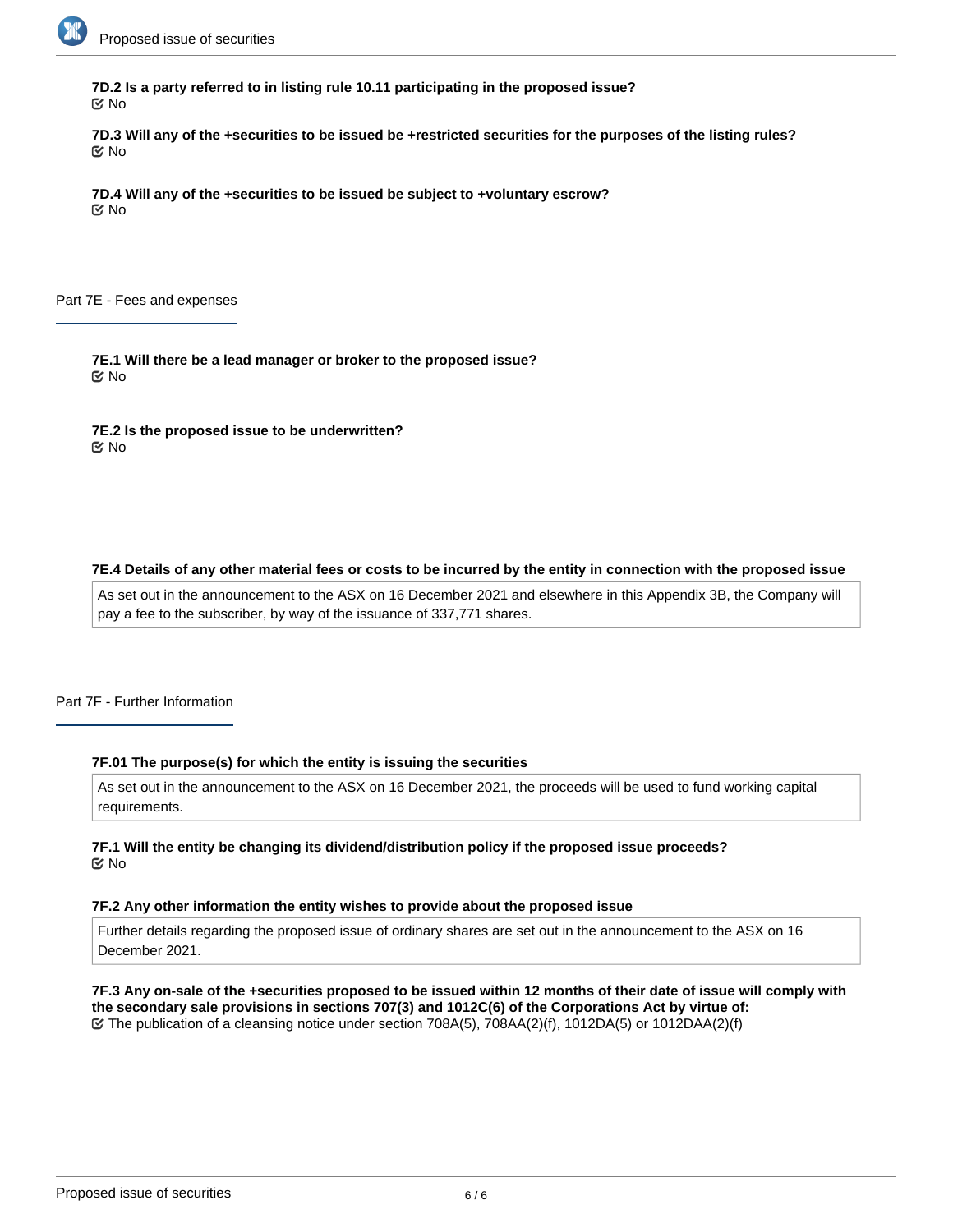**7D.2 Is a party referred to in listing rule 10.11 participating in the proposed issue?**
☑ No

**7D.3 Will any of the +securities to be issued be +restricted securities for the purposes of the listing rules?**
☑ No

**7D.4 Will any of the +securities to be issued be subject to +voluntary escrow?**
☑ No

## Part 7E - Fees and expenses

**7E.1 Will there be a lead manager or broker to the proposed issue?**
☑ No

**7E.2 Is the proposed issue to be underwritten?**
☑ No

**7E.4 Details of any other material fees or costs to be incurred by the entity in connection with the proposed issue**

As set out in the announcement to the ASX on 16 December 2021 and elsewhere in this Appendix 3B, the Company will pay a fee to the subscriber, by way of the issuance of 337,771 shares.

## Part 7F - Further Information

**7F.01 The purpose(s) for which the entity is issuing the securities**

As set out in the announcement to the ASX on 16 December 2021, the proceeds will be used to fund working capital requirements.

**7F.1 Will the entity be changing its dividend/distribution policy if the proposed issue proceeds?**
☑ No

**7F.2 Any other information the entity wishes to provide about the proposed issue**

Further details regarding the proposed issue of ordinary shares are set out in the announcement to the ASX on 16 December 2021.

**7F.3 Any on-sale of the +securities proposed to be issued within 12 months of their date of issue will comply with the secondary sale provisions in sections 707(3) and 1012C(6) of the Corporations Act by virtue of:**
☑ The publication of a cleansing notice under section 708A(5), 708AA(2)(f), 1012DA(5) or 1012DAA(2)(f)